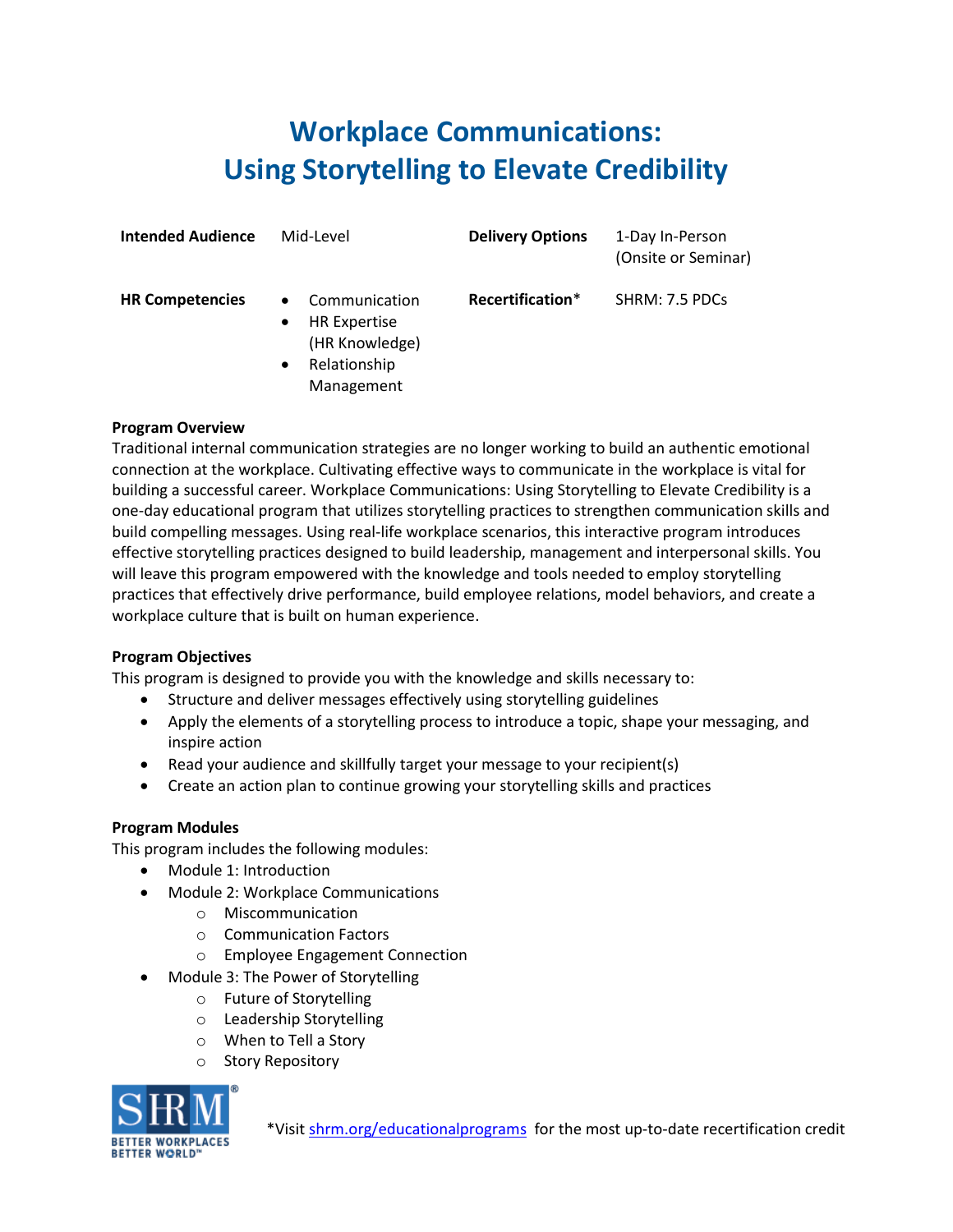# Workplace Communications: Using Storytelling to Elevate Credibility

| | | | |
|---|---|---|---|
| **Intended Audience** | Mid-Level | **Delivery Options** | 1-Day In-Person (Onsite or Seminar) |
| **HR Competencies** | • Communication<br>• HR Expertise (HR Knowledge)<br>• Relationship Management | **Recertification*** | SHRM: 7.5 PDCs |

**Program Overview**

Traditional internal communication strategies are no longer working to build an authentic emotional connection at the workplace. Cultivating effective ways to communicate in the workplace is vital for building a successful career. Workplace Communications: Using Storytelling to Elevate Credibility is a one-day educational program that utilizes storytelling practices to strengthen communication skills and build compelling messages. Using real-life workplace scenarios, this interactive program introduces effective storytelling practices designed to build leadership, management and interpersonal skills. You will leave this program empowered with the knowledge and tools needed to employ storytelling practices that effectively drive performance, build employee relations, model behaviors, and create a workplace culture that is built on human experience.

**Program Objectives**

This program is designed to provide you with the knowledge and skills necessary to:

- Structure and deliver messages effectively using storytelling guidelines
- Apply the elements of a storytelling process to introduce a topic, shape your messaging, and inspire action
- Read your audience and skillfully target your message to your recipient(s)
- Create an action plan to continue growing your storytelling skills and practices

**Program Modules**

This program includes the following modules:

- Module 1: Introduction
- Module 2: Workplace Communications
  - Miscommunication
  - Communication Factors
  - Employee Engagement Connection
- Module 3: The Power of Storytelling
  - Future of Storytelling
  - Leadership Storytelling
  - When to Tell a Story
  - Story Repository

*Visit shrm.org/educationalprograms for the most up-to-date recertification credit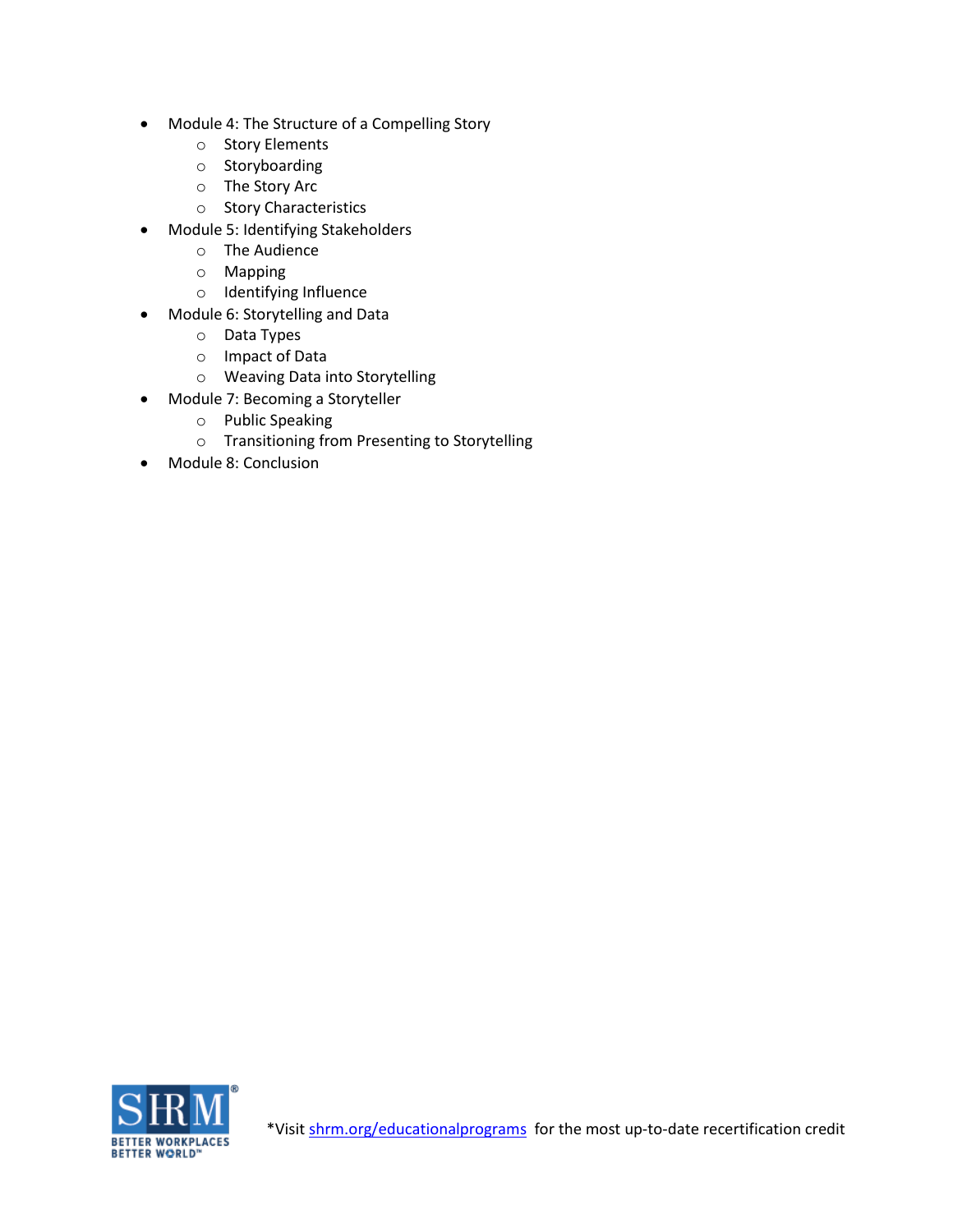- Module 4: The Structure of a Compelling Story
    - Story Elements
    - Storyboarding
    - The Story Arc
    - Story Characteristics
- Module 5: Identifying Stakeholders
    - The Audience
    - Mapping
    - Identifying Influence
- Module 6: Storytelling and Data
    - Data Types
    - Impact of Data
    - Weaving Data into Storytelling
- Module 7: Becoming a Storyteller
    - Public Speaking
    - Transitioning from Presenting to Storytelling
- Module 8: Conclusion

SHRM® BETTER WORKPLACES BETTER WORLD™

*Visit [shrm.org/educationalprograms](shrm.org/educationalprograms) for the most up-to-date recertification credit